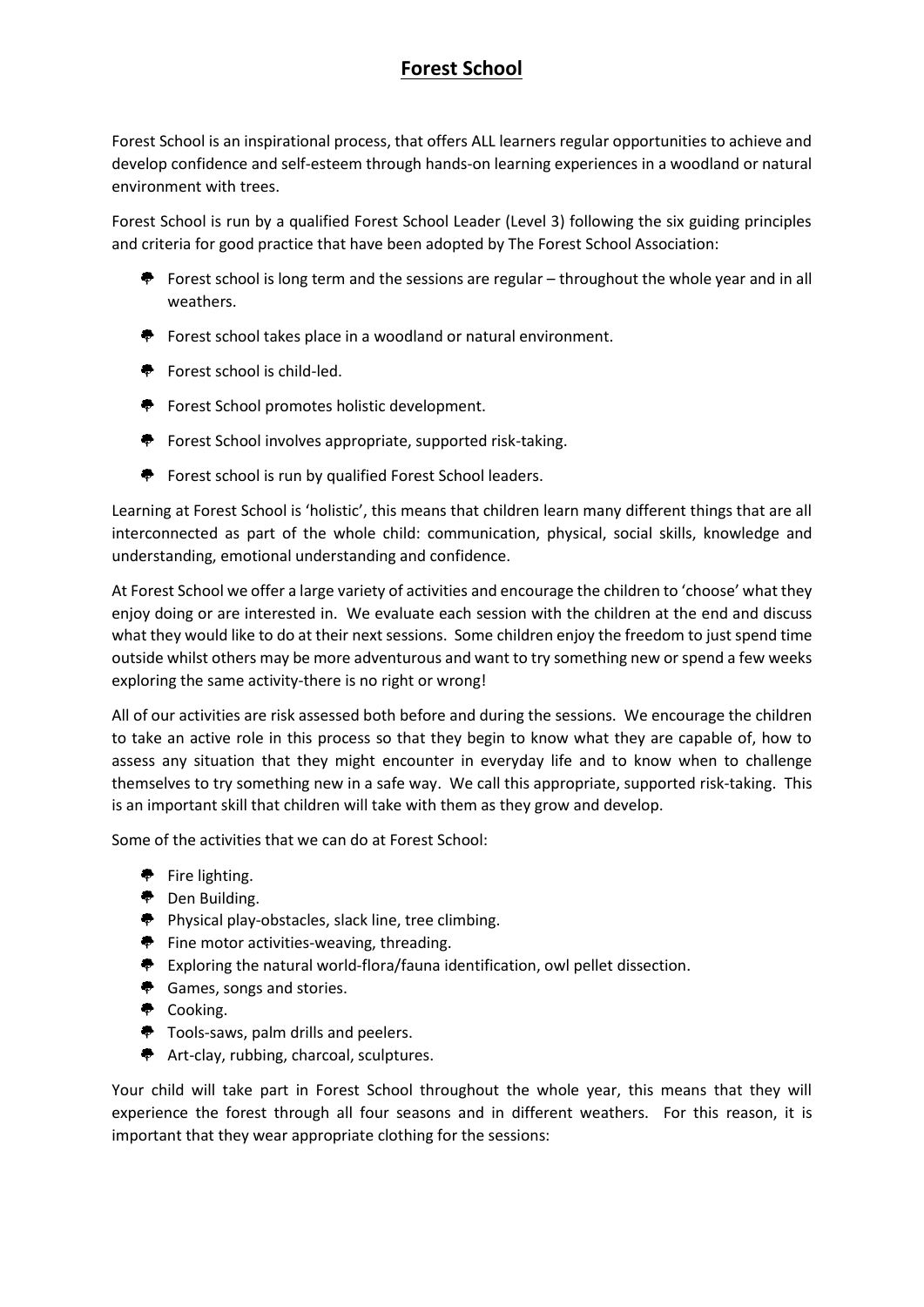# Forest School

Forest School is an inspirational process, that offers ALL learners regular opportunities to achieve and develop confidence and self-esteem through hands-on learning experiences in a woodland or natural environment with trees.

Forest School is run by a qualified Forest School Leader (Level 3) following the six guiding principles and criteria for good practice that have been adopted by The Forest School Association:

- Forest school is long term and the sessions are regular – throughout the whole year and in all weathers.
- Forest school takes place in a woodland or natural environment.
- Forest school is child-led.
- Forest School promotes holistic development.
- Forest School involves appropriate, supported risk-taking.
- Forest school is run by qualified Forest School leaders.

Learning at Forest School is 'holistic', this means that children learn many different things that are all interconnected as part of the whole child: communication, physical, social skills, knowledge and understanding, emotional understanding and confidence.

At Forest School we offer a large variety of activities and encourage the children to 'choose' what they enjoy doing or are interested in. We evaluate each session with the children at the end and discuss what they would like to do at their next sessions. Some children enjoy the freedom to just spend time outside whilst others may be more adventurous and want to try something new or spend a few weeks exploring the same activity-there is no right or wrong!

All of our activities are risk assessed both before and during the sessions. We encourage the children to take an active role in this process so that they begin to know what they are capable of, how to assess any situation that they might encounter in everyday life and to know when to challenge themselves to try something new in a safe way. We call this appropriate, supported risk-taking. This is an important skill that children will take with them as they grow and develop.

Some of the activities that we can do at Forest School:

- Fire lighting.
- Den Building.
- Physical play-obstacles, slack line, tree climbing.
- Fine motor activities-weaving, threading.
- Exploring the natural world-flora/fauna identification, owl pellet dissection.
- Games, songs and stories.
- Cooking.
- Tools-saws, palm drills and peelers.
- Art-clay, rubbing, charcoal, sculptures.

Your child will take part in Forest School throughout the whole year, this means that they will experience the forest through all four seasons and in different weathers. For this reason, it is important that they wear appropriate clothing for the sessions: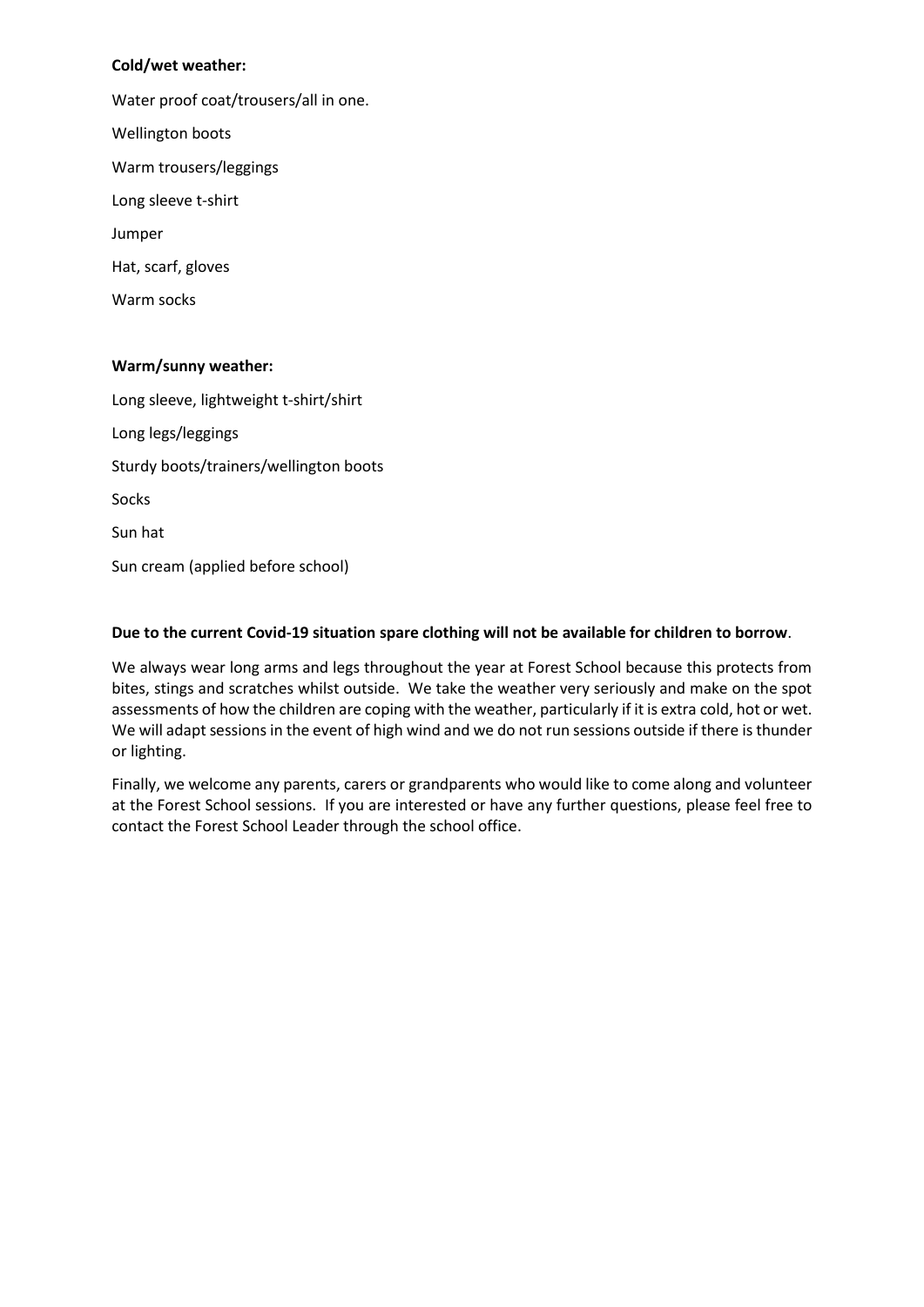**Cold/wet weather:**

Water proof coat/trousers/all in one.

Wellington boots

Warm trousers/leggings

Long sleeve t-shirt

Jumper

Hat, scarf, gloves

Warm socks

**Warm/sunny weather:**

Long sleeve, lightweight t-shirt/shirt

Long legs/leggings

Sturdy boots/trainers/wellington boots

Socks

Sun hat

Sun cream (applied before school)

**Due to the current Covid-19 situation spare clothing will not be available for children to borrow**.

We always wear long arms and legs throughout the year at Forest School because this protects from bites, stings and scratches whilst outside. We take the weather very seriously and make on the spot assessments of how the children are coping with the weather, particularly if it is extra cold, hot or wet. We will adapt sessions in the event of high wind and we do not run sessions outside if there is thunder or lighting.

Finally, we welcome any parents, carers or grandparents who would like to come along and volunteer at the Forest School sessions. If you are interested or have any further questions, please feel free to contact the Forest School Leader through the school office.